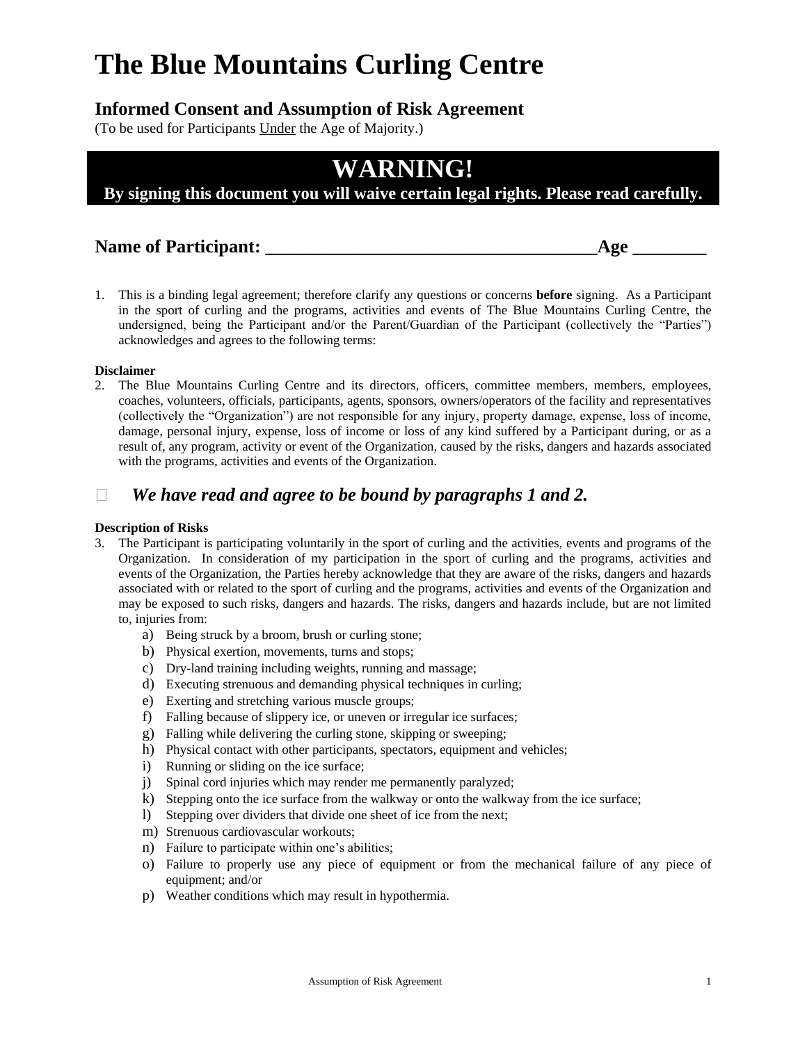# The Blue Mountains Curling Centre

## Informed Consent and Assumption of Risk Agreement

(To be used for Participants Under the Age of Majority.)

**WARNING!**

**By signing this document you will waive certain legal rights. Please read carefully.**

**Name of Participant: ______________________________________Age ________**

1. This is a binding legal agreement; therefore clarify any questions or concerns **before** signing. As a Participant in the sport of curling and the programs, activities and events of The Blue Mountains Curling Centre, the undersigned, being the Participant and/or the Parent/Guardian of the Participant (collectively the "Parties") acknowledges and agrees to the following terms:

**Disclaimer**

2. The Blue Mountains Curling Centre and its directors, officers, committee members, members, employees, coaches, volunteers, officials, participants, agents, sponsors, owners/operators of the facility and representatives (collectively the "Organization") are not responsible for any injury, property damage, expense, loss of income, damage, personal injury, expense, loss of income or loss of any kind suffered by a Participant during, or as a result of, any program, activity or event of the Organization, caused by the risks, dangers and hazards associated with the programs, activities and events of the Organization.

☐ ***We have read and agree to be bound by paragraphs 1 and 2.***

**Description of Risks**

3. The Participant is participating voluntarily in the sport of curling and the activities, events and programs of the Organization. In consideration of my participation in the sport of curling and the programs, activities and events of the Organization, the Parties hereby acknowledge that they are aware of the risks, dangers and hazards associated with or related to the sport of curling and the programs, activities and events of the Organization and may be exposed to such risks, dangers and hazards. The risks, dangers and hazards include, but are not limited to, injuries from:
   a) Being struck by a broom, brush or curling stone;
   b) Physical exertion, movements, turns and stops;
   c) Dry-land training including weights, running and massage;
   d) Executing strenuous and demanding physical techniques in curling;
   e) Exerting and stretching various muscle groups;
   f) Falling because of slippery ice, or uneven or irregular ice surfaces;
   g) Falling while delivering the curling stone, skipping or sweeping;
   h) Physical contact with other participants, spectators, equipment and vehicles;
   i) Running or sliding on the ice surface;
   j) Spinal cord injuries which may render me permanently paralyzed;
   k) Stepping onto the ice surface from the walkway or onto the walkway from the ice surface;
   l) Stepping over dividers that divide one sheet of ice from the next;
   m) Strenuous cardiovascular workouts;
   n) Failure to participate within one's abilities;
   o) Failure to properly use any piece of equipment or from the mechanical failure of any piece of equipment; and/or
   p) Weather conditions which may result in hypothermia.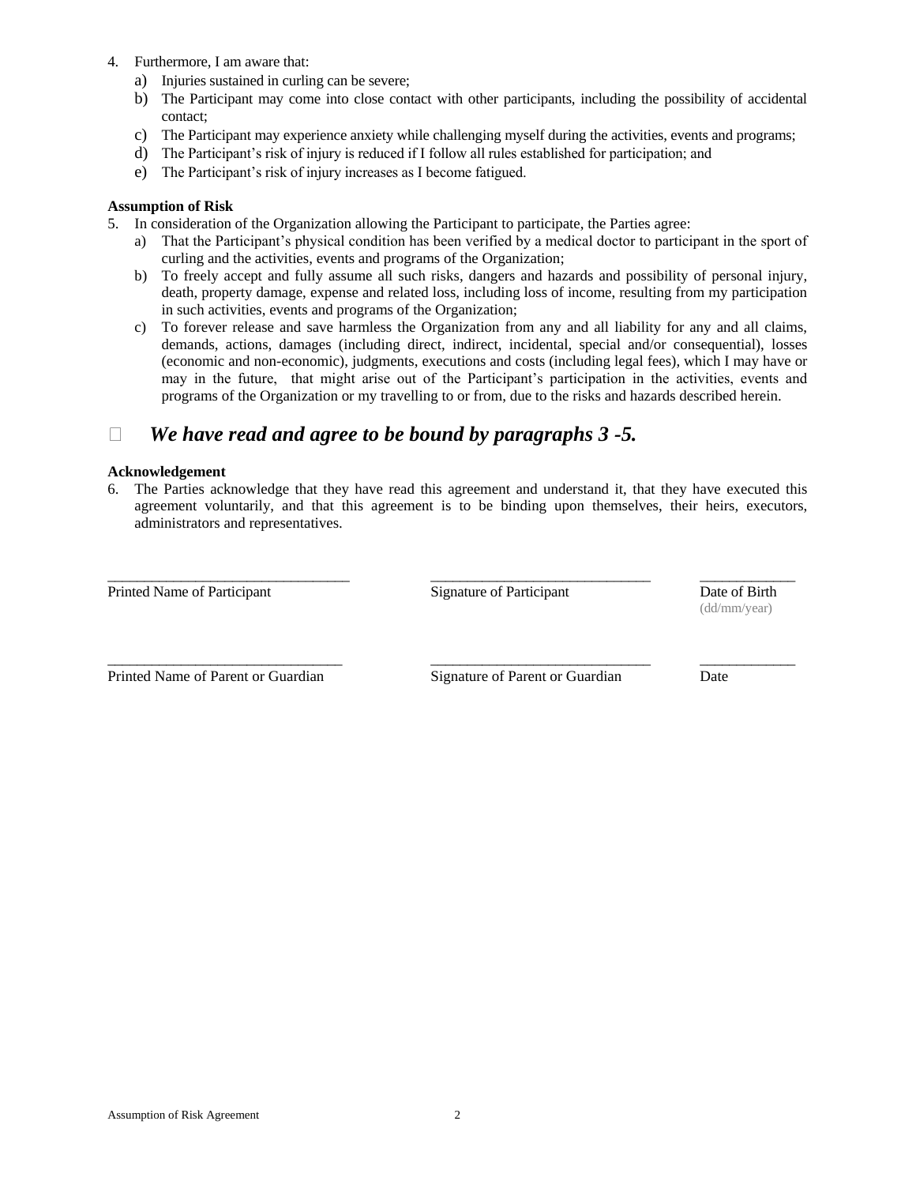4. Furthermore, I am aware that:
   a) Injuries sustained in curling can be severe;
   b) The Participant may come into close contact with other participants, including the possibility of accidental contact;
   c) The Participant may experience anxiety while challenging myself during the activities, events and programs;
   d) The Participant's risk of injury is reduced if I follow all rules established for participation; and
   e) The Participant's risk of injury increases as I become fatigued.

**Assumption of Risk**

5. In consideration of the Organization allowing the Participant to participate, the Parties agree:
   a) That the Participant's physical condition has been verified by a medical doctor to participant in the sport of curling and the activities, events and programs of the Organization;
   b) To freely accept and fully assume all such risks, dangers and hazards and possibility of personal injury, death, property damage, expense and related loss, including loss of income, resulting from my participation in such activities, events and programs of the Organization;
   c) To forever release and save harmless the Organization from any and all liability for any and all claims, demands, actions, damages (including direct, indirect, incidental, special and/or consequential), losses (economic and non-economic), judgments, executions and costs (including legal fees), which I may have or may in the future, that might arise out of the Participant's participation in the activities, events and programs of the Organization or my travelling to or from, due to the risks and hazards described herein.

☐ ***We have read and agree to be bound by paragraphs 3 -5.***

**Acknowledgement**

6. The Parties acknowledge that they have read this agreement and understand it, that they have executed this agreement voluntarily, and that this agreement is to be binding upon themselves, their heirs, executors, administrators and representatives.

| | | |
|---|---|---|
| \_\_\_\_\_\_\_\_\_\_\_\_\_\_\_\_\_\_\_\_\_\_\_\_\_\_\_\_\_\_ | \_\_\_\_\_\_\_\_\_\_\_\_\_\_\_\_\_\_\_\_\_\_\_\_\_\_\_\_\_\_ | \_\_\_\_\_\_\_\_\_\_\_\_ |
| Printed Name of Participant | Signature of Participant | Date of Birth (dd/mm/year) |
| \_\_\_\_\_\_\_\_\_\_\_\_\_\_\_\_\_\_\_\_\_\_\_\_\_\_\_\_\_\_ | \_\_\_\_\_\_\_\_\_\_\_\_\_\_\_\_\_\_\_\_\_\_\_\_\_\_\_\_\_\_ | \_\_\_\_\_\_\_\_\_\_\_\_ |
| Printed Name of Parent or Guardian | Signature of Parent or Guardian | Date |